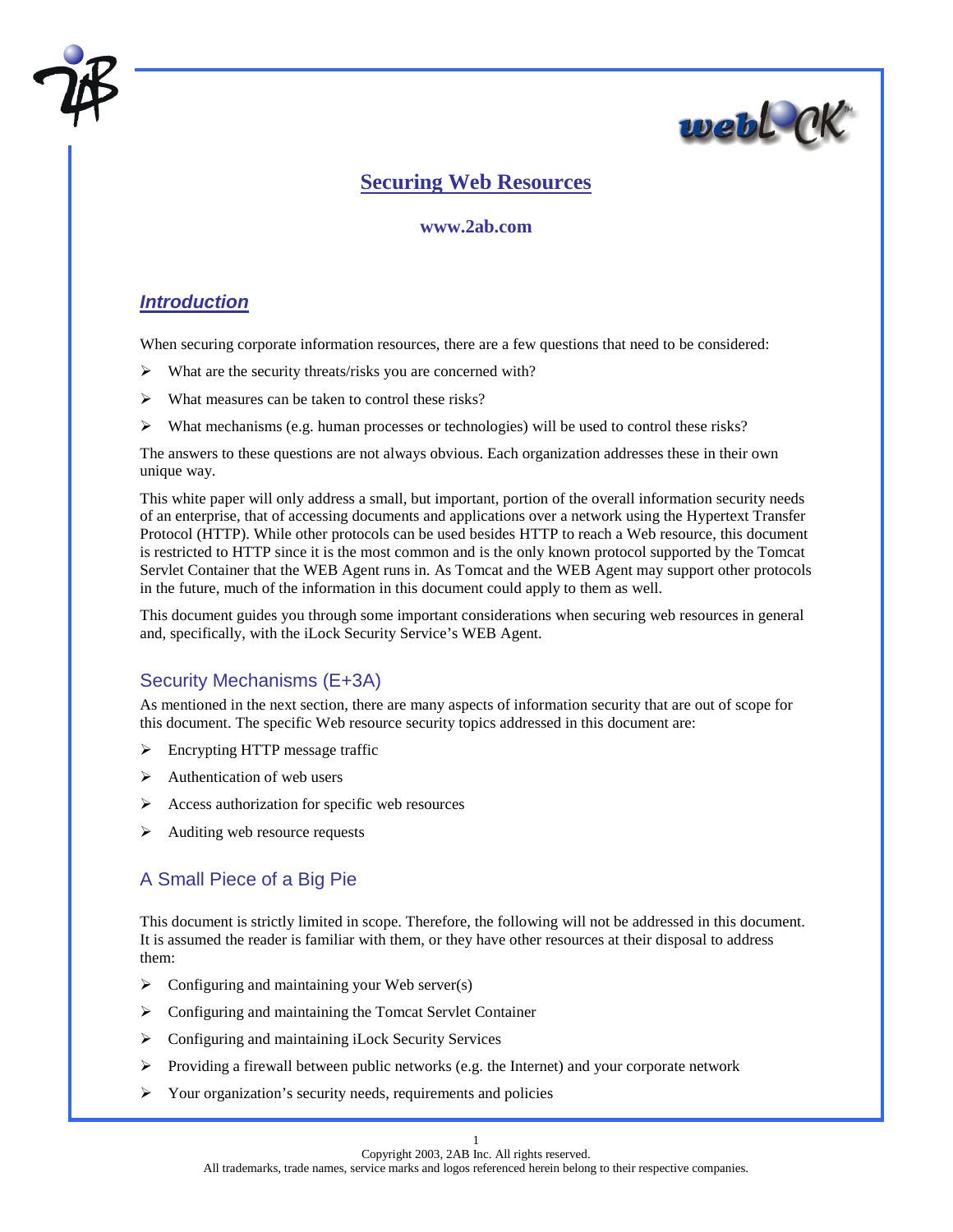# Securing Web Resources

**www.2ab.com**

## *Introduction*

When securing corporate information resources, there are a few questions that need to be considered:

- What are the security threats/risks you are concerned with?
- What measures can be taken to control these risks?
- What mechanisms (e.g. human processes or technologies) will be used to control these risks?

The answers to these questions are not always obvious. Each organization addresses these in their own unique way.

This white paper will only address a small, but important, portion of the overall information security needs of an enterprise, that of accessing documents and applications over a network using the Hypertext Transfer Protocol (HTTP). While other protocols can be used besides HTTP to reach a Web resource, this document is restricted to HTTP since it is the most common and is the only known protocol supported by the Tomcat Servlet Container that the WEB Agent runs in. As Tomcat and the WEB Agent may support other protocols in the future, much of the information in this document could apply to them as well.

This document guides you through some important considerations when securing web resources in general and, specifically, with the iLock Security Service's WEB Agent.

### Security Mechanisms (E+3A)

As mentioned in the next section, there are many aspects of information security that are out of scope for this document. The specific Web resource security topics addressed in this document are:

- Encrypting HTTP message traffic
- Authentication of web users
- Access authorization for specific web resources
- Auditing web resource requests

### A Small Piece of a Big Pie

This document is strictly limited in scope. Therefore, the following will not be addressed in this document. It is assumed the reader is familiar with them, or they have other resources at their disposal to address them:

- Configuring and maintaining your Web server(s)
- Configuring and maintaining the Tomcat Servlet Container
- Configuring and maintaining iLock Security Services
- Providing a firewall between public networks (e.g. the Internet) and your corporate network
- Your organization's security needs, requirements and policies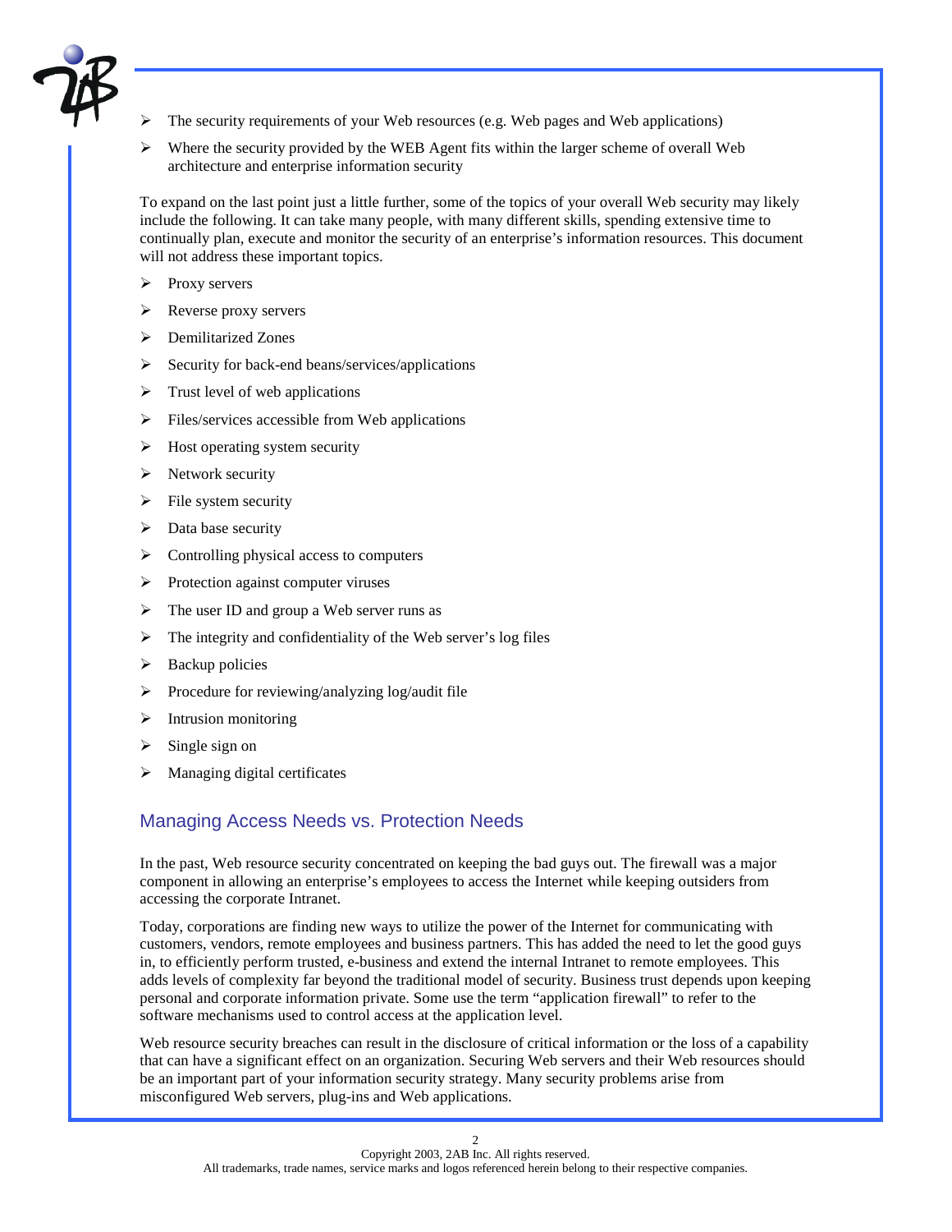- The security requirements of your Web resources (e.g. Web pages and Web applications)
- Where the security provided by the WEB Agent fits within the larger scheme of overall Web architecture and enterprise information security

To expand on the last point just a little further, some of the topics of your overall Web security may likely include the following. It can take many people, with many different skills, spending extensive time to continually plan, execute and monitor the security of an enterprise's information resources. This document will not address these important topics.

- Proxy servers
- Reverse proxy servers
- Demilitarized Zones
- Security for back-end beans/services/applications
- Trust level of web applications
- Files/services accessible from Web applications
- Host operating system security
- Network security
- File system security
- Data base security
- Controlling physical access to computers
- Protection against computer viruses
- The user ID and group a Web server runs as
- The integrity and confidentiality of the Web server's log files
- Backup policies
- Procedure for reviewing/analyzing log/audit file
- Intrusion monitoring
- Single sign on
- Managing digital certificates

## Managing Access Needs vs. Protection Needs

In the past, Web resource security concentrated on keeping the bad guys out. The firewall was a major component in allowing an enterprise's employees to access the Internet while keeping outsiders from accessing the corporate Intranet.

Today, corporations are finding new ways to utilize the power of the Internet for communicating with customers, vendors, remote employees and business partners. This has added the need to let the good guys in, to efficiently perform trusted, e-business and extend the internal Intranet to remote employees. This adds levels of complexity far beyond the traditional model of security. Business trust depends upon keeping personal and corporate information private. Some use the term "application firewall" to refer to the software mechanisms used to control access at the application level.

Web resource security breaches can result in the disclosure of critical information or the loss of a capability that can have a significant effect on an organization. Securing Web servers and their Web resources should be an important part of your information security strategy. Many security problems arise from misconfigured Web servers, plug-ins and Web applications.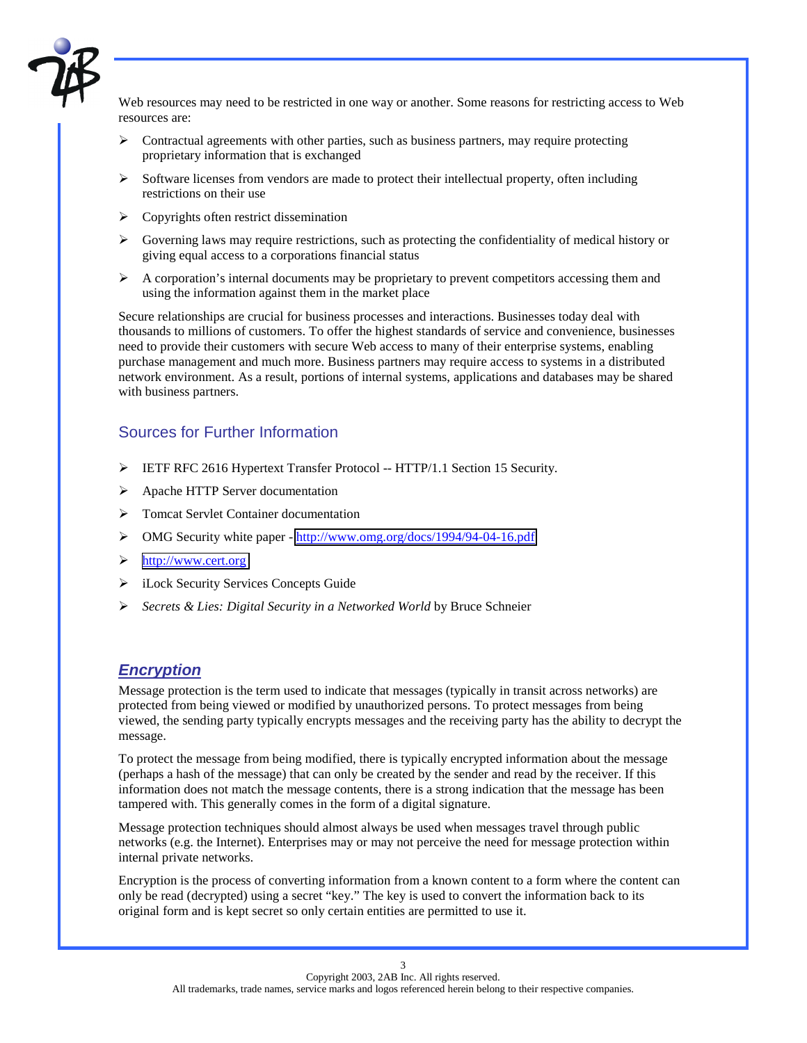Web resources may need to be restricted in one way or another. Some reasons for restricting access to Web resources are:

- Contractual agreements with other parties, such as business partners, may require protecting proprietary information that is exchanged
- Software licenses from vendors are made to protect their intellectual property, often including restrictions on their use
- Copyrights often restrict dissemination
- Governing laws may require restrictions, such as protecting the confidentiality of medical history or giving equal access to a corporations financial status
- A corporation's internal documents may be proprietary to prevent competitors accessing them and using the information against them in the market place

Secure relationships are crucial for business processes and interactions. Businesses today deal with thousands to millions of customers. To offer the highest standards of service and convenience, businesses need to provide their customers with secure Web access to many of their enterprise systems, enabling purchase management and much more. Business partners may require access to systems in a distributed network environment. As a result, portions of internal systems, applications and databases may be shared with business partners.

### Sources for Further Information

- IETF RFC 2616 Hypertext Transfer Protocol -- HTTP/1.1 Section 15 Security.
- Apache HTTP Server documentation
- Tomcat Servlet Container documentation
- OMG Security white paper - http://www.omg.org/docs/1994/94-04-16.pdf
- http://www.cert.org
- iLock Security Services Concepts Guide
- *Secrets & Lies: Digital Security in a Networked World* by Bruce Schneier

## *Encryption*

Message protection is the term used to indicate that messages (typically in transit across networks) are protected from being viewed or modified by unauthorized persons. To protect messages from being viewed, the sending party typically encrypts messages and the receiving party has the ability to decrypt the message.

To protect the message from being modified, there is typically encrypted information about the message (perhaps a hash of the message) that can only be created by the sender and read by the receiver. If this information does not match the message contents, there is a strong indication that the message has been tampered with. This generally comes in the form of a digital signature.

Message protection techniques should almost always be used when messages travel through public networks (e.g. the Internet). Enterprises may or may not perceive the need for message protection within internal private networks.

Encryption is the process of converting information from a known content to a form where the content can only be read (decrypted) using a secret "key." The key is used to convert the information back to its original form and is kept secret so only certain entities are permitted to use it.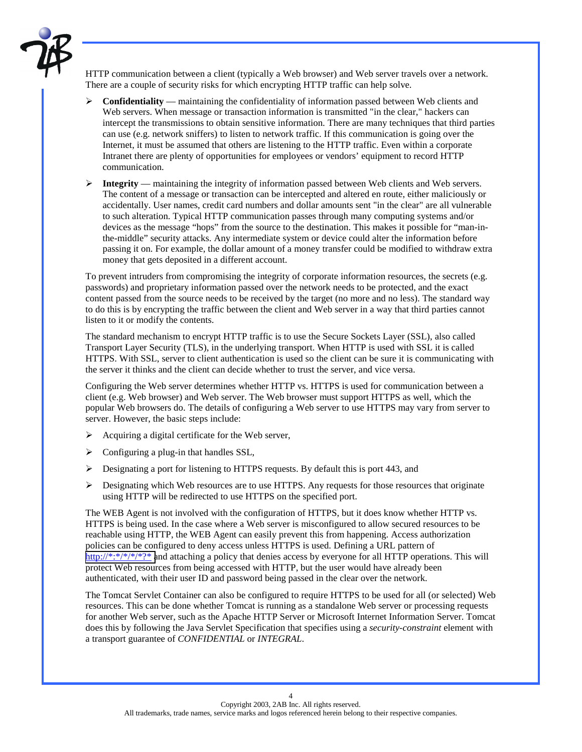HTTP communication between a client (typically a Web browser) and Web server travels over a network. There are a couple of security risks for which encrypting HTTP traffic can help solve.

- **Confidentiality** — maintaining the confidentiality of information passed between Web clients and Web servers. When message or transaction information is transmitted "in the clear," hackers can intercept the transmissions to obtain sensitive information. There are many techniques that third parties can use (e.g. network sniffers) to listen to network traffic. If this communication is going over the Internet, it must be assumed that others are listening to the HTTP traffic. Even within a corporate Intranet there are plenty of opportunities for employees or vendors' equipment to record HTTP communication.

- **Integrity** — maintaining the integrity of information passed between Web clients and Web servers. The content of a message or transaction can be intercepted and altered en route, either maliciously or accidentally. User names, credit card numbers and dollar amounts sent "in the clear" are all vulnerable to such alteration. Typical HTTP communication passes through many computing systems and/or devices as the message "hops" from the source to the destination. This makes it possible for "man-in-the-middle" security attacks. Any intermediate system or device could alter the information before passing it on. For example, the dollar amount of a money transfer could be modified to withdraw extra money that gets deposited in a different account.

To prevent intruders from compromising the integrity of corporate information resources, the secrets (e.g. passwords) and proprietary information passed over the network needs to be protected, and the exact content passed from the source needs to be received by the target (no more and no less). The standard way to do this is by encrypting the traffic between the client and Web server in a way that third parties cannot listen to it or modify the contents.

The standard mechanism to encrypt HTTP traffic is to use the Secure Sockets Layer (SSL), also called Transport Layer Security (TLS), in the underlying transport. When HTTP is used with SSL it is called HTTPS. With SSL, server to client authentication is used so the client can be sure it is communicating with the server it thinks and the client can decide whether to trust the server, and vice versa.

Configuring the Web server determines whether HTTP vs. HTTPS is used for communication between a client (e.g. Web browser) and Web server. The Web browser must support HTTPS as well, which the popular Web browsers do. The details of configuring a Web server to use HTTPS may vary from server to server. However, the basic steps include:

- Acquiring a digital certificate for the Web server,
- Configuring a plug-in that handles SSL,
- Designating a port for listening to HTTPS requests. By default this is port 443, and
- Designating which Web resources are to use HTTPS. Any requests for those resources that originate using HTTP will be redirected to use HTTPS on the specified port.

The WEB Agent is not involved with the configuration of HTTPS, but it does know whether HTTP vs. HTTPS is being used. In the case where a Web server is misconfigured to allow secured resources to be reachable using HTTP, the WEB Agent can easily prevent this from happening. Access authorization policies can be configured to deny access unless HTTPS is used. Defining a URL pattern of http://*:*/*/*/*?* and attaching a policy that denies access by everyone for all HTTP operations. This will protect Web resources from being accessed with HTTP, but the user would have already been authenticated, with their user ID and password being passed in the clear over the network.

The Tomcat Servlet Container can also be configured to require HTTPS to be used for all (or selected) Web resources. This can be done whether Tomcat is running as a standalone Web server or processing requests for another Web server, such as the Apache HTTP Server or Microsoft Internet Information Server. Tomcat does this by following the Java Servlet Specification that specifies using a *security-constraint* element with a transport guarantee of *CONFIDENTIAL* or *INTEGRAL*.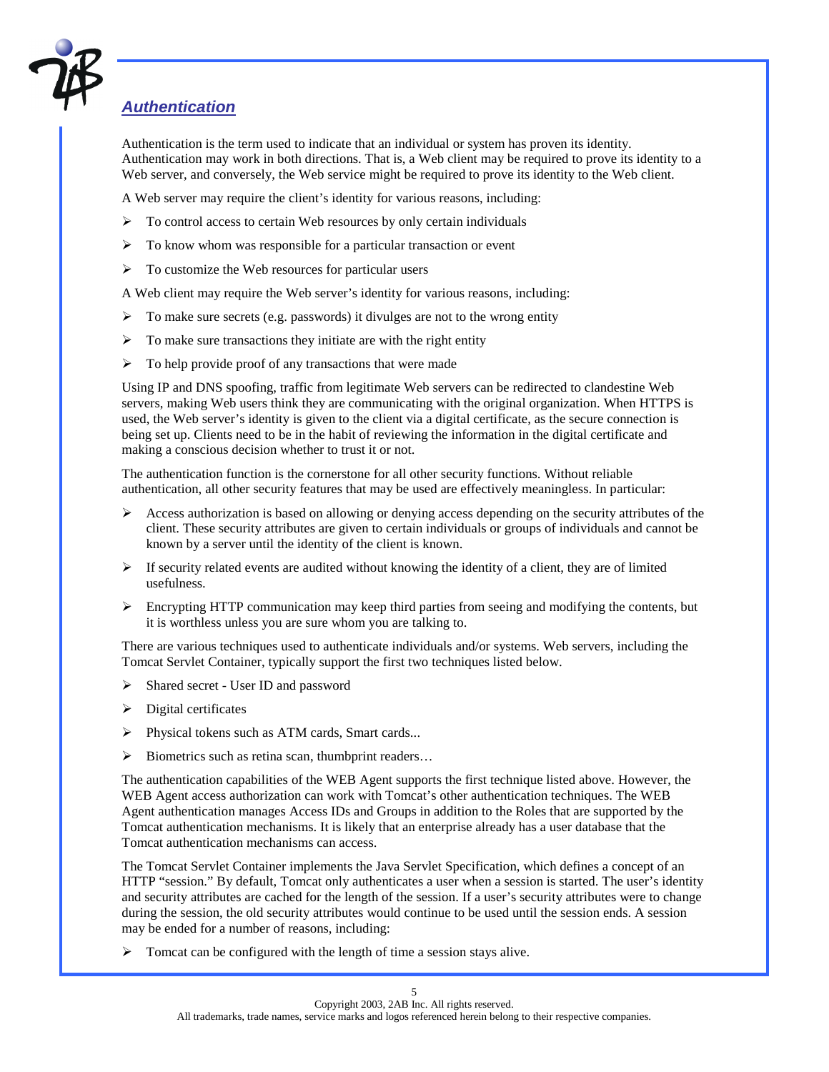## *Authentication*

Authentication is the term used to indicate that an individual or system has proven its identity. Authentication may work in both directions. That is, a Web client may be required to prove its identity to a Web server, and conversely, the Web service might be required to prove its identity to the Web client.

A Web server may require the client's identity for various reasons, including:

- To control access to certain Web resources by only certain individuals
- To know whom was responsible for a particular transaction or event
- To customize the Web resources for particular users

A Web client may require the Web server's identity for various reasons, including:

- To make sure secrets (e.g. passwords) it divulges are not to the wrong entity
- To make sure transactions they initiate are with the right entity
- To help provide proof of any transactions that were made

Using IP and DNS spoofing, traffic from legitimate Web servers can be redirected to clandestine Web servers, making Web users think they are communicating with the original organization. When HTTPS is used, the Web server's identity is given to the client via a digital certificate, as the secure connection is being set up. Clients need to be in the habit of reviewing the information in the digital certificate and making a conscious decision whether to trust it or not.

The authentication function is the cornerstone for all other security functions. Without reliable authentication, all other security features that may be used are effectively meaningless. In particular:

- Access authorization is based on allowing or denying access depending on the security attributes of the client. These security attributes are given to certain individuals or groups of individuals and cannot be known by a server until the identity of the client is known.
- If security related events are audited without knowing the identity of a client, they are of limited usefulness.
- Encrypting HTTP communication may keep third parties from seeing and modifying the contents, but it is worthless unless you are sure whom you are talking to.

There are various techniques used to authenticate individuals and/or systems. Web servers, including the Tomcat Servlet Container, typically support the first two techniques listed below.

- Shared secret - User ID and password
- Digital certificates
- Physical tokens such as ATM cards, Smart cards...
- Biometrics such as retina scan, thumbprint readers…

The authentication capabilities of the WEB Agent supports the first technique listed above. However, the WEB Agent access authorization can work with Tomcat's other authentication techniques. The WEB Agent authentication manages Access IDs and Groups in addition to the Roles that are supported by the Tomcat authentication mechanisms. It is likely that an enterprise already has a user database that the Tomcat authentication mechanisms can access.

The Tomcat Servlet Container implements the Java Servlet Specification, which defines a concept of an HTTP "session." By default, Tomcat only authenticates a user when a session is started. The user's identity and security attributes are cached for the length of the session. If a user's security attributes were to change during the session, the old security attributes would continue to be used until the session ends. A session may be ended for a number of reasons, including:

- Tomcat can be configured with the length of time a session stays alive.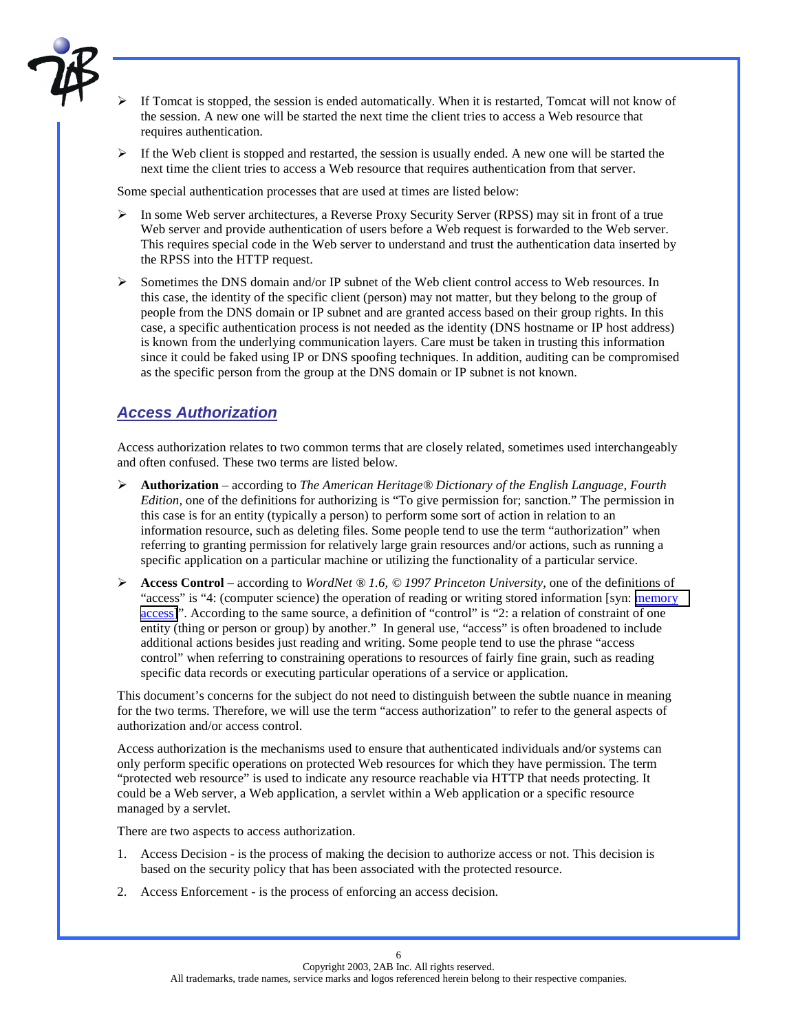- If Tomcat is stopped, the session is ended automatically. When it is restarted, Tomcat will not know of the session. A new one will be started the next time the client tries to access a Web resource that requires authentication.
- If the Web client is stopped and restarted, the session is usually ended. A new one will be started the next time the client tries to access a Web resource that requires authentication from that server.

Some special authentication processes that are used at times are listed below:

- In some Web server architectures, a Reverse Proxy Security Server (RPSS) may sit in front of a true Web server and provide authentication of users before a Web request is forwarded to the Web server. This requires special code in the Web server to understand and trust the authentication data inserted by the RPSS into the HTTP request.
- Sometimes the DNS domain and/or IP subnet of the Web client control access to Web resources. In this case, the identity of the specific client (person) may not matter, but they belong to the group of people from the DNS domain or IP subnet and are granted access based on their group rights. In this case, a specific authentication process is not needed as the identity (DNS hostname or IP host address) is known from the underlying communication layers. Care must be taken in trusting this information since it could be faked using IP or DNS spoofing techniques. In addition, auditing can be compromised as the specific person from the group at the DNS domain or IP subnet is not known.

## *Access Authorization*

Access authorization relates to two common terms that are closely related, sometimes used interchangeably and often confused. These two terms are listed below.

- **Authorization** – according to *The American Heritage® Dictionary of the English Language, Fourth Edition,* one of the definitions for authorizing is "To give permission for; sanction." The permission in this case is for an entity (typically a person) to perform some sort of action in relation to an information resource, such as deleting files. Some people tend to use the term "authorization" when referring to granting permission for relatively large grain resources and/or actions, such as running a specific application on a particular machine or utilizing the functionality of a particular service.
- **Access Control** – according to *WordNet ® 1.6, © 1997 Princeton University,* one of the definitions of "access" is "4: (computer science) the operation of reading or writing stored information [syn: memory access]". According to the same source, a definition of "control" is "2: a relation of constraint of one entity (thing or person or group) by another." In general use, "access" is often broadened to include additional actions besides just reading and writing. Some people tend to use the phrase "access control" when referring to constraining operations to resources of fairly fine grain, such as reading specific data records or executing particular operations of a service or application.

This document's concerns for the subject do not need to distinguish between the subtle nuance in meaning for the two terms. Therefore, we will use the term "access authorization" to refer to the general aspects of authorization and/or access control.

Access authorization is the mechanisms used to ensure that authenticated individuals and/or systems can only perform specific operations on protected Web resources for which they have permission. The term "protected web resource" is used to indicate any resource reachable via HTTP that needs protecting. It could be a Web server, a Web application, a servlet within a Web application or a specific resource managed by a servlet.

There are two aspects to access authorization.

1. Access Decision - is the process of making the decision to authorize access or not. This decision is based on the security policy that has been associated with the protected resource.
2. Access Enforcement - is the process of enforcing an access decision.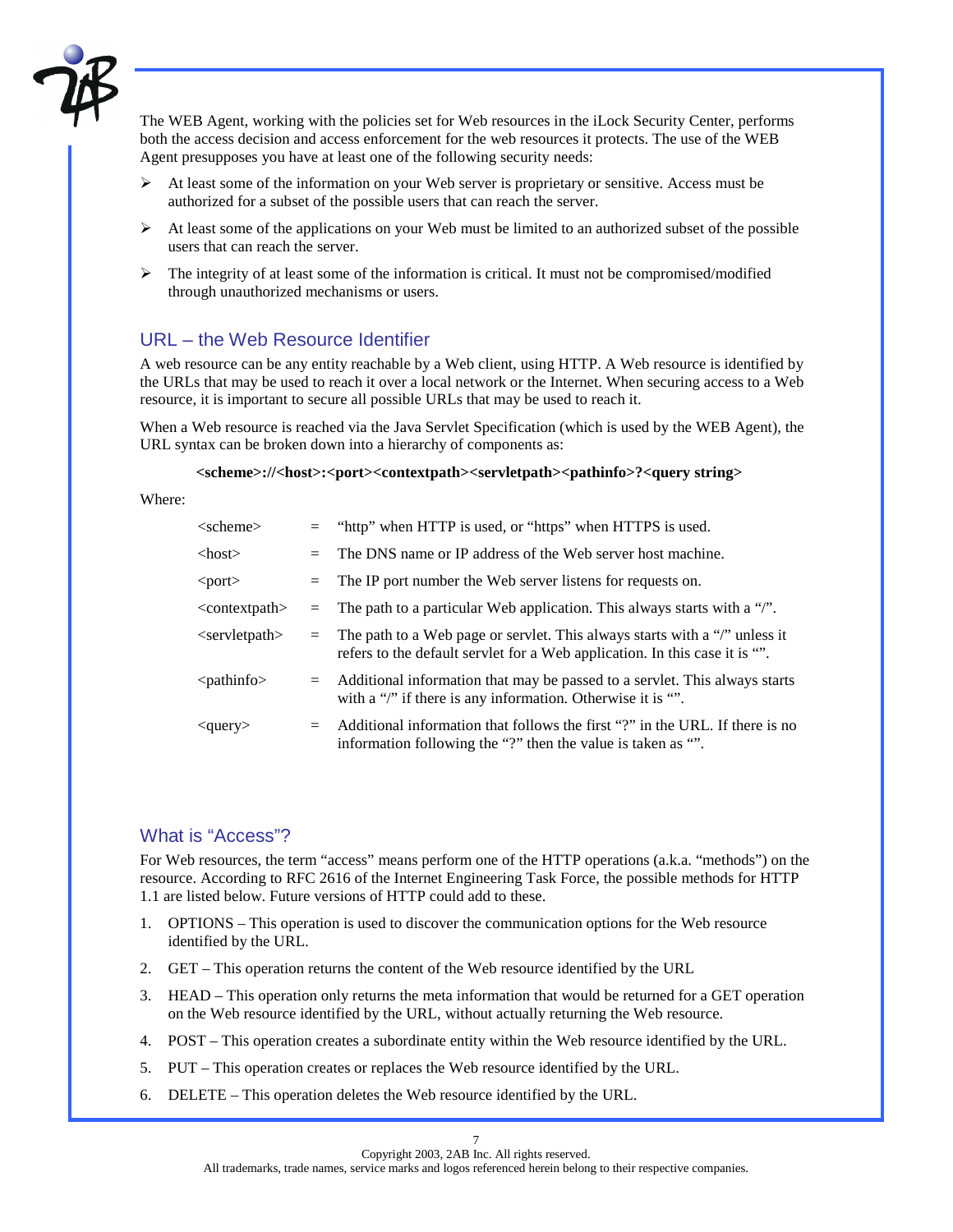The WEB Agent, working with the policies set for Web resources in the iLock Security Center, performs both the access decision and access enforcement for the web resources it protects. The use of the WEB Agent presupposes you have at least one of the following security needs:

- At least some of the information on your Web server is proprietary or sensitive. Access must be authorized for a subset of the possible users that can reach the server.
- At least some of the applications on your Web must be limited to an authorized subset of the possible users that can reach the server.
- The integrity of at least some of the information is critical. It must not be compromised/modified through unauthorized mechanisms or users.

## URL – the Web Resource Identifier

A web resource can be any entity reachable by a Web client, using HTTP. A Web resource is identified by the URLs that may be used to reach it over a local network or the Internet. When securing access to a Web resource, it is important to secure all possible URLs that may be used to reach it.

When a Web resource is reached via the Java Servlet Specification (which is used by the WEB Agent), the URL syntax can be broken down into a hierarchy of components as:

**<scheme>://<host>:<port><contextpath><servletpath><pathinfo>?<query string>**

Where:

| | | |
|---|---|---|
| <scheme> | = | "http" when HTTP is used, or "https" when HTTPS is used. |
| <host> | = | The DNS name or IP address of the Web server host machine. |
| <port> | = | The IP port number the Web server listens for requests on. |
| <contextpath> | = | The path to a particular Web application. This always starts with a "/". |
| <servletpath> | = | The path to a Web page or servlet. This always starts with a "/" unless it refers to the default servlet for a Web application. In this case it is "". |
| <pathinfo> | = | Additional information that may be passed to a servlet. This always starts with a "/" if there is any information. Otherwise it is "". |
| <query> | = | Additional information that follows the first "?" in the URL. If there is no information following the "?" then the value is taken as "". |

## What is "Access"?

For Web resources, the term "access" means perform one of the HTTP operations (a.k.a. "methods") on the resource. According to RFC 2616 of the Internet Engineering Task Force, the possible methods for HTTP 1.1 are listed below. Future versions of HTTP could add to these.

1. OPTIONS – This operation is used to discover the communication options for the Web resource identified by the URL.
2. GET – This operation returns the content of the Web resource identified by the URL
3. HEAD – This operation only returns the meta information that would be returned for a GET operation on the Web resource identified by the URL, without actually returning the Web resource.
4. POST – This operation creates a subordinate entity within the Web resource identified by the URL.
5. PUT – This operation creates or replaces the Web resource identified by the URL.
6. DELETE – This operation deletes the Web resource identified by the URL.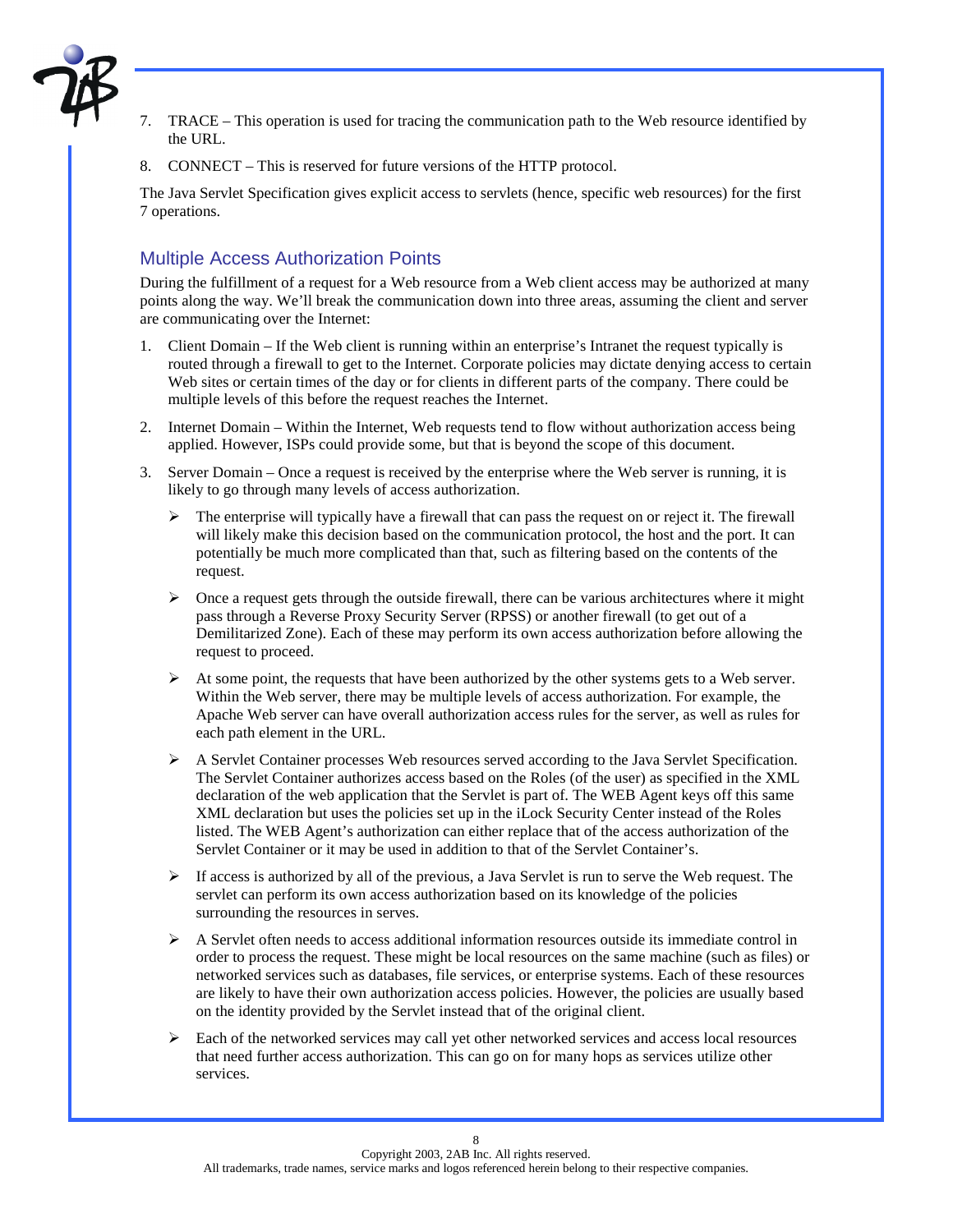7. TRACE – This operation is used for tracing the communication path to the Web resource identified by the URL.

8. CONNECT – This is reserved for future versions of the HTTP protocol.

The Java Servlet Specification gives explicit access to servlets (hence, specific web resources) for the first 7 operations.

## Multiple Access Authorization Points

During the fulfillment of a request for a Web resource from a Web client access may be authorized at many points along the way. We'll break the communication down into three areas, assuming the client and server are communicating over the Internet:

1. Client Domain – If the Web client is running within an enterprise's Intranet the request typically is routed through a firewall to get to the Internet. Corporate policies may dictate denying access to certain Web sites or certain times of the day or for clients in different parts of the company. There could be multiple levels of this before the request reaches the Internet.

2. Internet Domain – Within the Internet, Web requests tend to flow without authorization access being applied. However, ISPs could provide some, but that is beyond the scope of this document.

3. Server Domain – Once a request is received by the enterprise where the Web server is running, it is likely to go through many levels of access authorization.

   - The enterprise will typically have a firewall that can pass the request on or reject it. The firewall will likely make this decision based on the communication protocol, the host and the port. It can potentially be much more complicated than that, such as filtering based on the contents of the request.

   - Once a request gets through the outside firewall, there can be various architectures where it might pass through a Reverse Proxy Security Server (RPSS) or another firewall (to get out of a Demilitarized Zone). Each of these may perform its own access authorization before allowing the request to proceed.

   - At some point, the requests that have been authorized by the other systems gets to a Web server. Within the Web server, there may be multiple levels of access authorization. For example, the Apache Web server can have overall authorization access rules for the server, as well as rules for each path element in the URL.

   - A Servlet Container processes Web resources served according to the Java Servlet Specification. The Servlet Container authorizes access based on the Roles (of the user) as specified in the XML declaration of the web application that the Servlet is part of. The WEB Agent keys off this same XML declaration but uses the policies set up in the iLock Security Center instead of the Roles listed. The WEB Agent's authorization can either replace that of the access authorization of the Servlet Container or it may be used in addition to that of the Servlet Container's.

   - If access is authorized by all of the previous, a Java Servlet is run to serve the Web request. The servlet can perform its own access authorization based on its knowledge of the policies surrounding the resources in serves.

   - A Servlet often needs to access additional information resources outside its immediate control in order to process the request. These might be local resources on the same machine (such as files) or networked services such as databases, file services, or enterprise systems. Each of these resources are likely to have their own authorization access policies. However, the policies are usually based on the identity provided by the Servlet instead that of the original client.

   - Each of the networked services may call yet other networked services and access local resources that need further access authorization. This can go on for many hops as services utilize other services.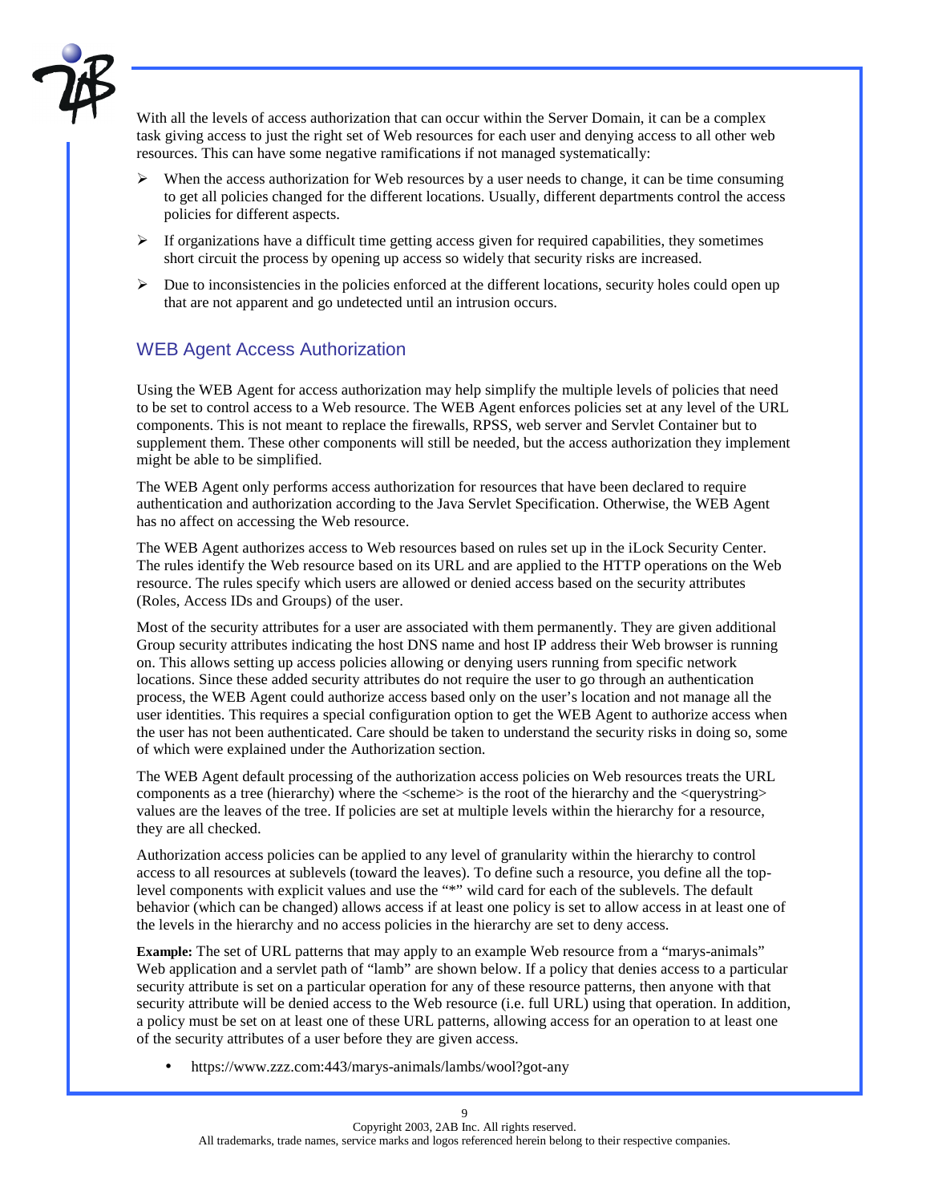With all the levels of access authorization that can occur within the Server Domain, it can be a complex task giving access to just the right set of Web resources for each user and denying access to all other web resources. This can have some negative ramifications if not managed systematically:

- When the access authorization for Web resources by a user needs to change, it can be time consuming to get all policies changed for the different locations. Usually, different departments control the access policies for different aspects.
- If organizations have a difficult time getting access given for required capabilities, they sometimes short circuit the process by opening up access so widely that security risks are increased.
- Due to inconsistencies in the policies enforced at the different locations, security holes could open up that are not apparent and go undetected until an intrusion occurs.

## WEB Agent Access Authorization

Using the WEB Agent for access authorization may help simplify the multiple levels of policies that need to be set to control access to a Web resource. The WEB Agent enforces policies set at any level of the URL components. This is not meant to replace the firewalls, RPSS, web server and Servlet Container but to supplement them. These other components will still be needed, but the access authorization they implement might be able to be simplified.

The WEB Agent only performs access authorization for resources that have been declared to require authentication and authorization according to the Java Servlet Specification. Otherwise, the WEB Agent has no affect on accessing the Web resource.

The WEB Agent authorizes access to Web resources based on rules set up in the iLock Security Center. The rules identify the Web resource based on its URL and are applied to the HTTP operations on the Web resource. The rules specify which users are allowed or denied access based on the security attributes (Roles, Access IDs and Groups) of the user.

Most of the security attributes for a user are associated with them permanently. They are given additional Group security attributes indicating the host DNS name and host IP address their Web browser is running on. This allows setting up access policies allowing or denying users running from specific network locations. Since these added security attributes do not require the user to go through an authentication process, the WEB Agent could authorize access based only on the user's location and not manage all the user identities. This requires a special configuration option to get the WEB Agent to authorize access when the user has not been authenticated. Care should be taken to understand the security risks in doing so, some of which were explained under the Authorization section.

The WEB Agent default processing of the authorization access policies on Web resources treats the URL components as a tree (hierarchy) where the <scheme> is the root of the hierarchy and the <querystring> values are the leaves of the tree. If policies are set at multiple levels within the hierarchy for a resource, they are all checked.

Authorization access policies can be applied to any level of granularity within the hierarchy to control access to all resources at sublevels (toward the leaves). To define such a resource, you define all the top-level components with explicit values and use the "*" wild card for each of the sublevels. The default behavior (which can be changed) allows access if at least one policy is set to allow access in at least one of the levels in the hierarchy and no access policies in the hierarchy are set to deny access.

**Example:** The set of URL patterns that may apply to an example Web resource from a "marys-animals" Web application and a servlet path of "lamb" are shown below. If a policy that denies access to a particular security attribute is set on a particular operation for any of these resource patterns, then anyone with that security attribute will be denied access to the Web resource (i.e. full URL) using that operation. In addition, a policy must be set on at least one of these URL patterns, allowing access for an operation to at least one of the security attributes of a user before they are given access.

- https://www.zzz.com:443/marys-animals/lambs/wool?got-any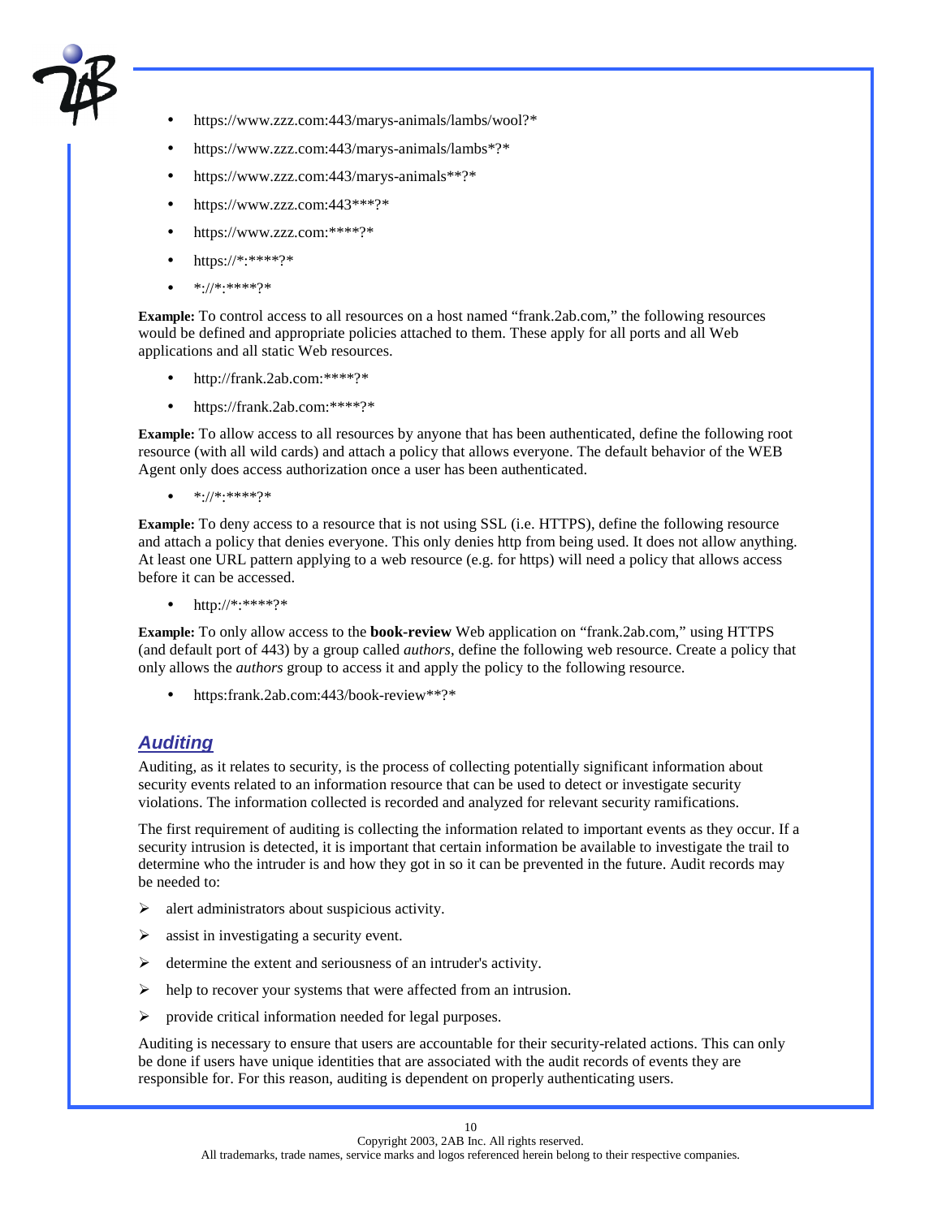- https://www.zzz.com:443/marys-animals/lambs/wool?*
- https://www.zzz.com:443/marys-animals/lambs*?*
- https://www.zzz.com:443/marys-animals**?*
- https://www.zzz.com:443***?*
- https://www.zzz.com:****?*
- https://*:****?*
- *://*:****?*

**Example:** To control access to all resources on a host named "frank.2ab.com," the following resources would be defined and appropriate policies attached to them. These apply for all ports and all Web applications and all static Web resources.

- http://frank.2ab.com:****?*
- https://frank.2ab.com:****?*

**Example:** To allow access to all resources by anyone that has been authenticated, define the following root resource (with all wild cards) and attach a policy that allows everyone. The default behavior of the WEB Agent only does access authorization once a user has been authenticated.

- *://*:****?*

**Example:** To deny access to a resource that is not using SSL (i.e. HTTPS), define the following resource and attach a policy that denies everyone. This only denies http from being used. It does not allow anything. At least one URL pattern applying to a web resource (e.g. for https) will need a policy that allows access before it can be accessed.

- http://*:****?*

**Example:** To only allow access to the **book-review** Web application on "frank.2ab.com," using HTTPS (and default port of 443) by a group called *authors*, define the following web resource. Create a policy that only allows the *authors* group to access it and apply the policy to the following resource.

- https:frank.2ab.com:443/book-review**?*

## *Auditing*

Auditing, as it relates to security, is the process of collecting potentially significant information about security events related to an information resource that can be used to detect or investigate security violations. The information collected is recorded and analyzed for relevant security ramifications.

The first requirement of auditing is collecting the information related to important events as they occur. If a security intrusion is detected, it is important that certain information be available to investigate the trail to determine who the intruder is and how they got in so it can be prevented in the future. Audit records may be needed to:

- alert administrators about suspicious activity.
- assist in investigating a security event.
- determine the extent and seriousness of an intruder's activity.
- help to recover your systems that were affected from an intrusion.
- provide critical information needed for legal purposes.

Auditing is necessary to ensure that users are accountable for their security-related actions. This can only be done if users have unique identities that are associated with the audit records of events they are responsible for. For this reason, auditing is dependent on properly authenticating users.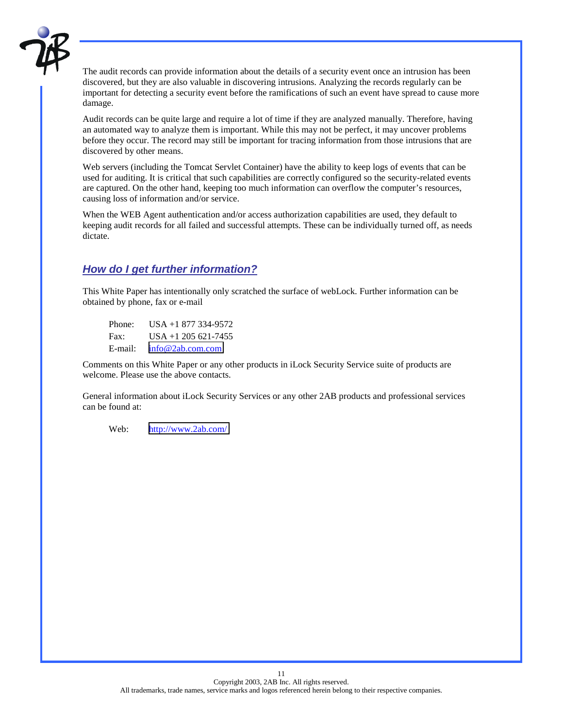The audit records can provide information about the details of a security event once an intrusion has been discovered, but they are also valuable in discovering intrusions. Analyzing the records regularly can be important for detecting a security event before the ramifications of such an event have spread to cause more damage.

Audit records can be quite large and require a lot of time if they are analyzed manually. Therefore, having an automated way to analyze them is important. While this may not be perfect, it may uncover problems before they occur. The record may still be important for tracing information from those intrusions that are discovered by other means.

Web servers (including the Tomcat Servlet Container) have the ability to keep logs of events that can be used for auditing. It is critical that such capabilities are correctly configured so the security-related events are captured. On the other hand, keeping too much information can overflow the computer's resources, causing loss of information and/or service.

When the WEB Agent authentication and/or access authorization capabilities are used, they default to keeping audit records for all failed and successful attempts. These can be individually turned off, as needs dictate.

## How do I get further information?

This White Paper has intentionally only scratched the surface of webLock. Further information can be obtained by phone, fax or e-mail

| | |
|---|---|
| Phone: | USA +1 877 334-9572 |
| Fax: | USA +1 205 621-7455 |
| E-mail: | info@2ab.com.com |

Comments on this White Paper or any other products in iLock Security Service suite of products are welcome. Please use the above contacts.

General information about iLock Security Services or any other 2AB products and professional services can be found at:

Web: http://www.2ab.com/

Copyright 2003, 2AB Inc. All rights reserved.
All trademarks, trade names, service marks and logos referenced herein belong to their respective companies.